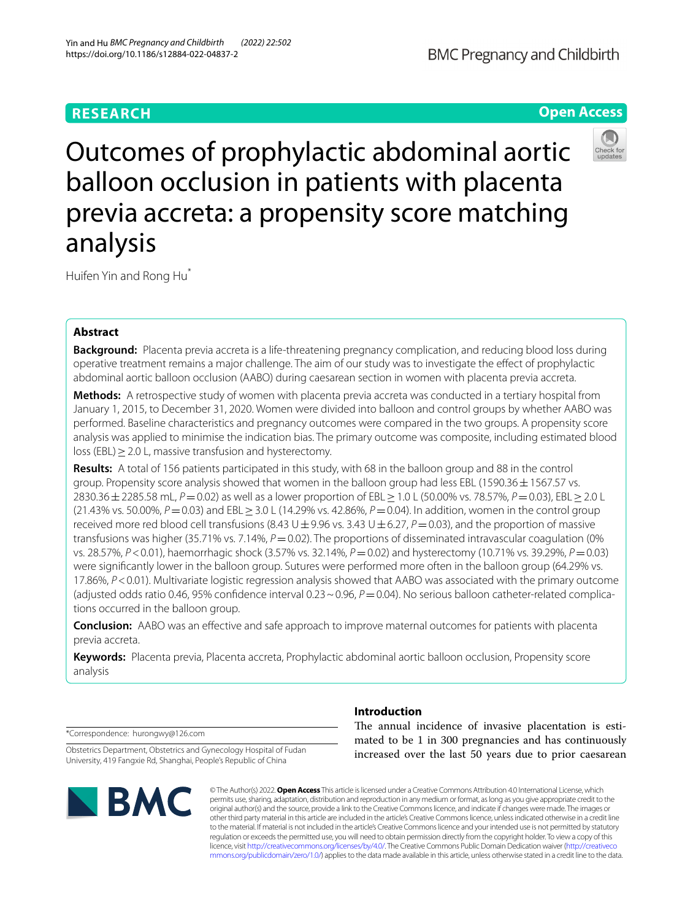RESEARCH

Open Access

# Outcomes of prophylactic abdominal aortic balloon occlusion in patients with placenta previa accreta: a propensity score matching analysis

Huifen Yin and Rong Hu*

## Abstract

**Background:** Placenta previa accreta is a life-threatening pregnancy complication, and reducing blood loss during operative treatment remains a major challenge. The aim of our study was to investigate the effect of prophylactic abdominal aortic balloon occlusion (AABO) during caesarean section in women with placenta previa accreta.

**Methods:** A retrospective study of women with placenta previa accreta was conducted in a tertiary hospital from January 1, 2015, to December 31, 2020. Women were divided into balloon and control groups by whether AABO was performed. Baseline characteristics and pregnancy outcomes were compared in the two groups. A propensity score analysis was applied to minimise the indication bias. The primary outcome was composite, including estimated blood loss (EBL) ≥ 2.0 L, massive transfusion and hysterectomy.

**Results:** A total of 156 patients participated in this study, with 68 in the balloon group and 88 in the control group. Propensity score analysis showed that women in the balloon group had less EBL (1590.36 ± 1567.57 vs. 2830.36 ± 2285.58 mL, $P = 0.02$) as well as a lower proportion of EBL ≥ 1.0 L (50.00% vs. 78.57%, $P = 0.03$), EBL ≥ 2.0 L (21.43% vs. 50.00%, $P = 0.03$) and EBL ≥ 3.0 L (14.29% vs. 42.86%, $P = 0.04$). In addition, women in the control group received more red blood cell transfusions (8.43 U ± 9.96 vs. 3.43 U ± 6.27, $P = 0.03$), and the proportion of massive transfusions was higher (35.71% vs. 7.14%, $P = 0.02$). The proportions of disseminated intravascular coagulation (0% vs. 28.57%, $P < 0.01$), haemorrhagic shock (3.57% vs. 32.14%, $P = 0.02$) and hysterectomy (10.71% vs. 39.29%, $P = 0.03$) were significantly lower in the balloon group. Sutures were performed more often in the balloon group (64.29% vs. 17.86%, $P < 0.01$). Multivariate logistic regression analysis showed that AABO was associated with the primary outcome (adjusted odds ratio 0.46, 95% confidence interval 0.23 ~ 0.96, $P = 0.04$). No serious balloon catheter-related complications occurred in the balloon group.

**Conclusion:** AABO was an effective and safe approach to improve maternal outcomes for patients with placenta previa accreta.

**Keywords:** Placenta previa, Placenta accreta, Prophylactic abdominal aortic balloon occlusion, Propensity score analysis

*Correspondence: hurongwy@126.com

Obstetrics Department, Obstetrics and Gynecology Hospital of Fudan University, 419 Fangxie Rd, Shanghai, People's Republic of China

## Introduction

The annual incidence of invasive placentation is estimated to be 1 in 300 pregnancies and has continuously increased over the last 50 years due to prior caesarean

© The Author(s) 2022. **Open Access** This article is licensed under a Creative Commons Attribution 4.0 International License, which permits use, sharing, adaptation, distribution and reproduction in any medium or format, as long as you give appropriate credit to the original author(s) and the source, provide a link to the Creative Commons licence, and indicate if changes were made. The images or other third party material in this article are included in the article's Creative Commons licence, unless indicated otherwise in a credit line to the material. If material is not included in the article's Creative Commons licence and your intended use is not permitted by statutory regulation or exceeds the permitted use, you will need to obtain permission directly from the copyright holder. To view a copy of this licence, visit http://creativecommons.org/licenses/by/4.0/. The Creative Commons Public Domain Dedication waiver (http://creativecommons.org/publicdomain/zero/1.0/) applies to the data made available in this article, unless otherwise stated in a credit line to the data.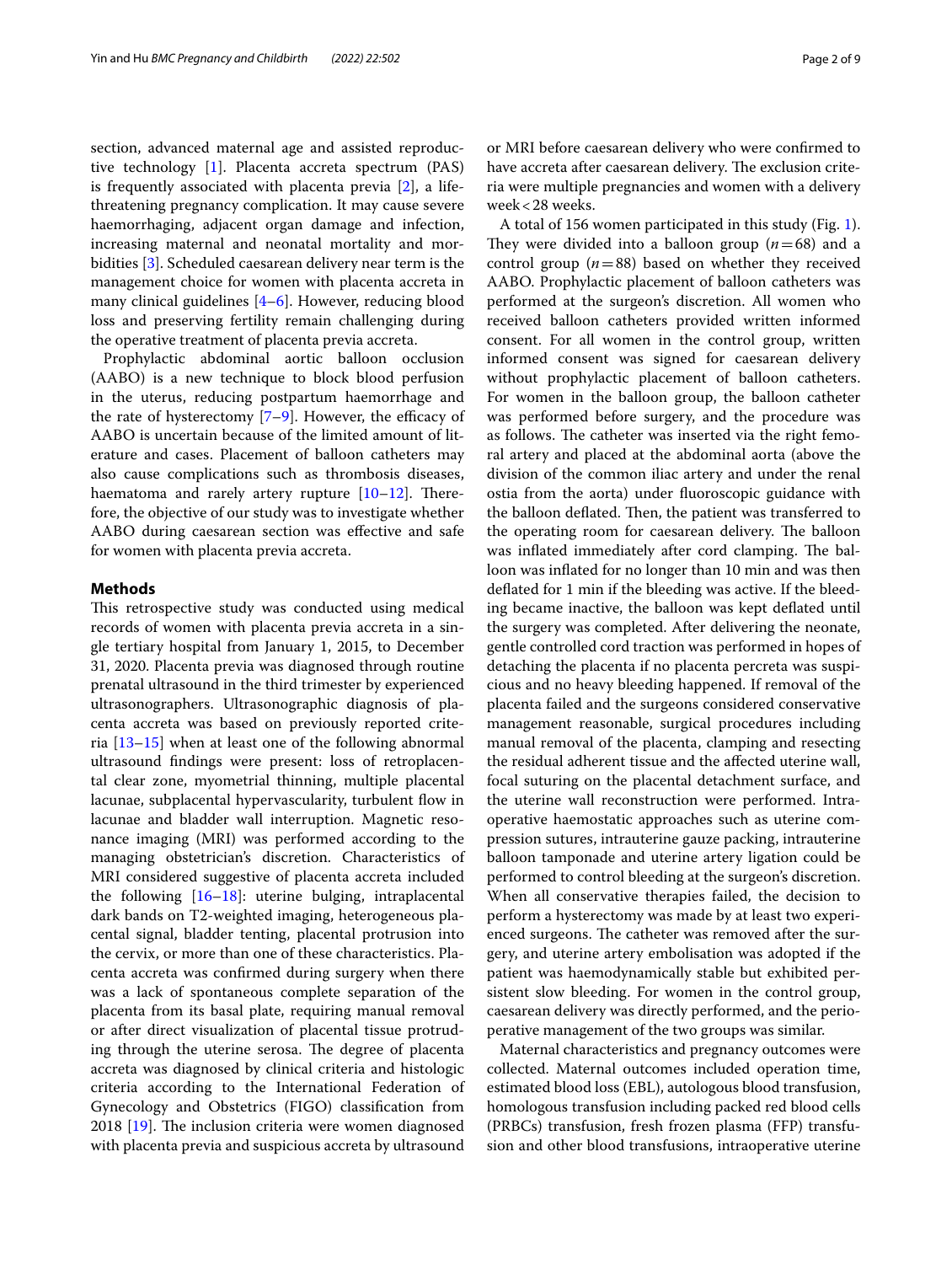section, advanced maternal age and assisted reproductive technology [1]. Placenta accreta spectrum (PAS) is frequently associated with placenta previa [2], a life-threatening pregnancy complication. It may cause severe haemorrhaging, adjacent organ damage and infection, increasing maternal and neonatal mortality and morbidities [3]. Scheduled caesarean delivery near term is the management choice for women with placenta accreta in many clinical guidelines [4–6]. However, reducing blood loss and preserving fertility remain challenging during the operative treatment of placenta previa accreta.

Prophylactic abdominal aortic balloon occlusion (AABO) is a new technique to block blood perfusion in the uterus, reducing postpartum haemorrhage and the rate of hysterectomy [7–9]. However, the efficacy of AABO is uncertain because of the limited amount of literature and cases. Placement of balloon catheters may also cause complications such as thrombosis diseases, haematoma and rarely artery rupture [10–12]. Therefore, the objective of our study was to investigate whether AABO during caesarean section was effective and safe for women with placenta previa accreta.

## Methods

This retrospective study was conducted using medical records of women with placenta previa accreta in a single tertiary hospital from January 1, 2015, to December 31, 2020. Placenta previa was diagnosed through routine prenatal ultrasound in the third trimester by experienced ultrasonographers. Ultrasonographic diagnosis of placenta accreta was based on previously reported criteria [13–15] when at least one of the following abnormal ultrasound findings were present: loss of retroplacental clear zone, myometrial thinning, multiple placental lacunae, subplacental hypervascularity, turbulent flow in lacunae and bladder wall interruption. Magnetic resonance imaging (MRI) was performed according to the managing obstetrician's discretion. Characteristics of MRI considered suggestive of placenta accreta included the following [16–18]: uterine bulging, intraplacental dark bands on T2-weighted imaging, heterogeneous placental signal, bladder tenting, placental protrusion into the cervix, or more than one of these characteristics. Placenta accreta was confirmed during surgery when there was a lack of spontaneous complete separation of the placenta from its basal plate, requiring manual removal or after direct visualization of placental tissue protruding through the uterine serosa. The degree of placenta accreta was diagnosed by clinical criteria and histologic criteria according to the International Federation of Gynecology and Obstetrics (FIGO) classification from 2018 [19]. The inclusion criteria were women diagnosed with placenta previa and suspicious accreta by ultrasound or MRI before caesarean delivery who were confirmed to have accreta after caesarean delivery. The exclusion criteria were multiple pregnancies and women with a delivery week < 28 weeks.

A total of 156 women participated in this study (Fig. 1). They were divided into a balloon group ($n = 68$) and a control group ($n = 88$) based on whether they received AABO. Prophylactic placement of balloon catheters was performed at the surgeon's discretion. All women who received balloon catheters provided written informed consent. For all women in the control group, written informed consent was signed for caesarean delivery without prophylactic placement of balloon catheters. For women in the balloon group, the balloon catheter was performed before surgery, and the procedure was as follows. The catheter was inserted via the right femoral artery and placed at the abdominal aorta (above the division of the common iliac artery and under the renal ostia from the aorta) under fluoroscopic guidance with the balloon deflated. Then, the patient was transferred to the operating room for caesarean delivery. The balloon was inflated immediately after cord clamping. The balloon was inflated for no longer than 10 min and was then deflated for 1 min if the bleeding was active. If the bleeding became inactive, the balloon was kept deflated until the surgery was completed. After delivering the neonate, gentle controlled cord traction was performed in hopes of detaching the placenta if no placenta percreta was suspicious and no heavy bleeding happened. If removal of the placenta failed and the surgeons considered conservative management reasonable, surgical procedures including manual removal of the placenta, clamping and resecting the residual adherent tissue and the affected uterine wall, focal suturing on the placental detachment surface, and the uterine wall reconstruction were performed. Intraoperative haemostatic approaches such as uterine compression sutures, intrauterine gauze packing, intrauterine balloon tamponade and uterine artery ligation could be performed to control bleeding at the surgeon's discretion. When all conservative therapies failed, the decision to perform a hysterectomy was made by at least two experienced surgeons. The catheter was removed after the surgery, and uterine artery embolisation was adopted if the patient was haemodynamically stable but exhibited persistent slow bleeding. For women in the control group, caesarean delivery was directly performed, and the perioperative management of the two groups was similar.

Maternal characteristics and pregnancy outcomes were collected. Maternal outcomes included operation time, estimated blood loss (EBL), autologous blood transfusion, homologous transfusion including packed red blood cells (PRBCs) transfusion, fresh frozen plasma (FFP) transfusion and other blood transfusions, intraoperative uterine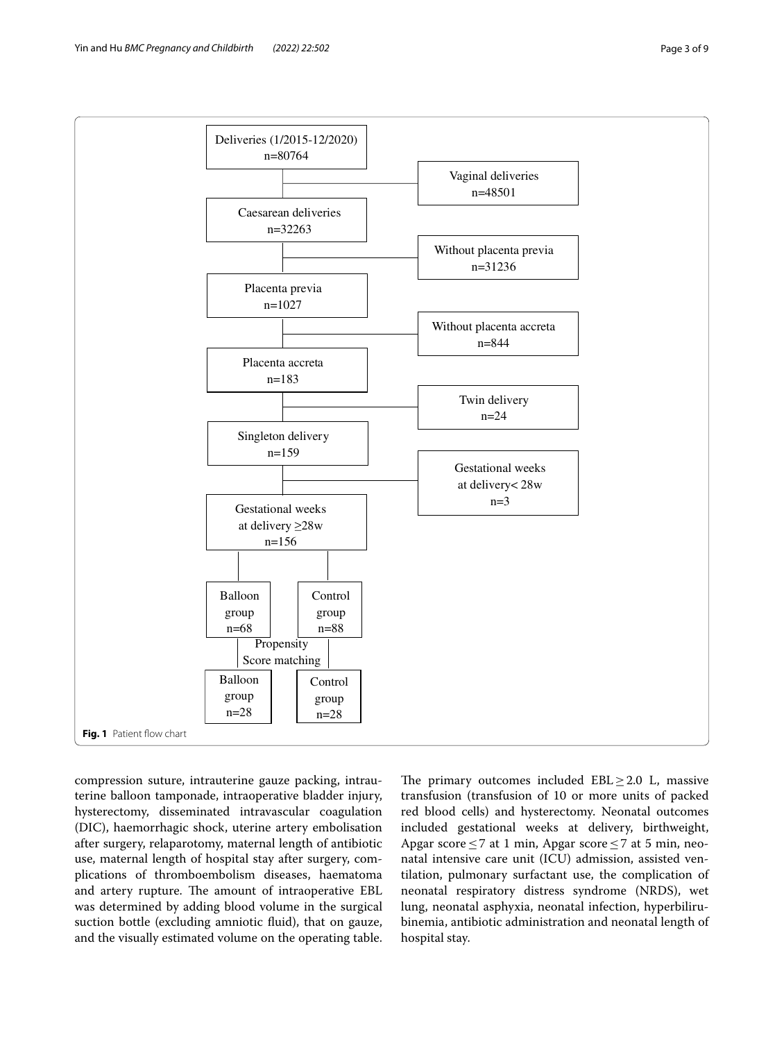Deliveries (1/2015-12/2020)
n=80764

Vaginal deliveries
n=48501

Caesarean deliveries
n=32263

Without placenta previa
n=31236

Placenta previa
n=1027

Without placenta accreta
n=844

Placenta accreta
n=183

Twin delivery
n=24

Singleton delivery
n=159

Gestational weeks
at delivery< 28w
n=3

Gestational weeks
at delivery ≥28w
n=156

Balloon group n=68

Control group n=88

Propensity Score matching

Balloon group n=28

Control group n=28

**Fig. 1** Patient flow chart

compression suture, intrauterine gauze packing, intrauterine balloon tamponade, intraoperative bladder injury, hysterectomy, disseminated intravascular coagulation (DIC), haemorrhagic shock, uterine artery embolisation after surgery, relaparotomy, maternal length of antibiotic use, maternal length of hospital stay after surgery, complications of thromboembolism diseases, haematoma and artery rupture. The amount of intraoperative EBL was determined by adding blood volume in the surgical suction bottle (excluding amniotic fluid), that on gauze, and the visually estimated volume on the operating table.

The primary outcomes included EBL ≥ 2.0 L, massive transfusion (transfusion of 10 or more units of packed red blood cells) and hysterectomy. Neonatal outcomes included gestational weeks at delivery, birthweight, Apgar score ≤ 7 at 1 min, Apgar score ≤ 7 at 5 min, neonatal intensive care unit (ICU) admission, assisted ventilation, pulmonary surfactant use, the complication of neonatal respiratory distress syndrome (NRDS), wet lung, neonatal asphyxia, neonatal infection, hyperbilirubinemia, antibiotic administration and neonatal length of hospital stay.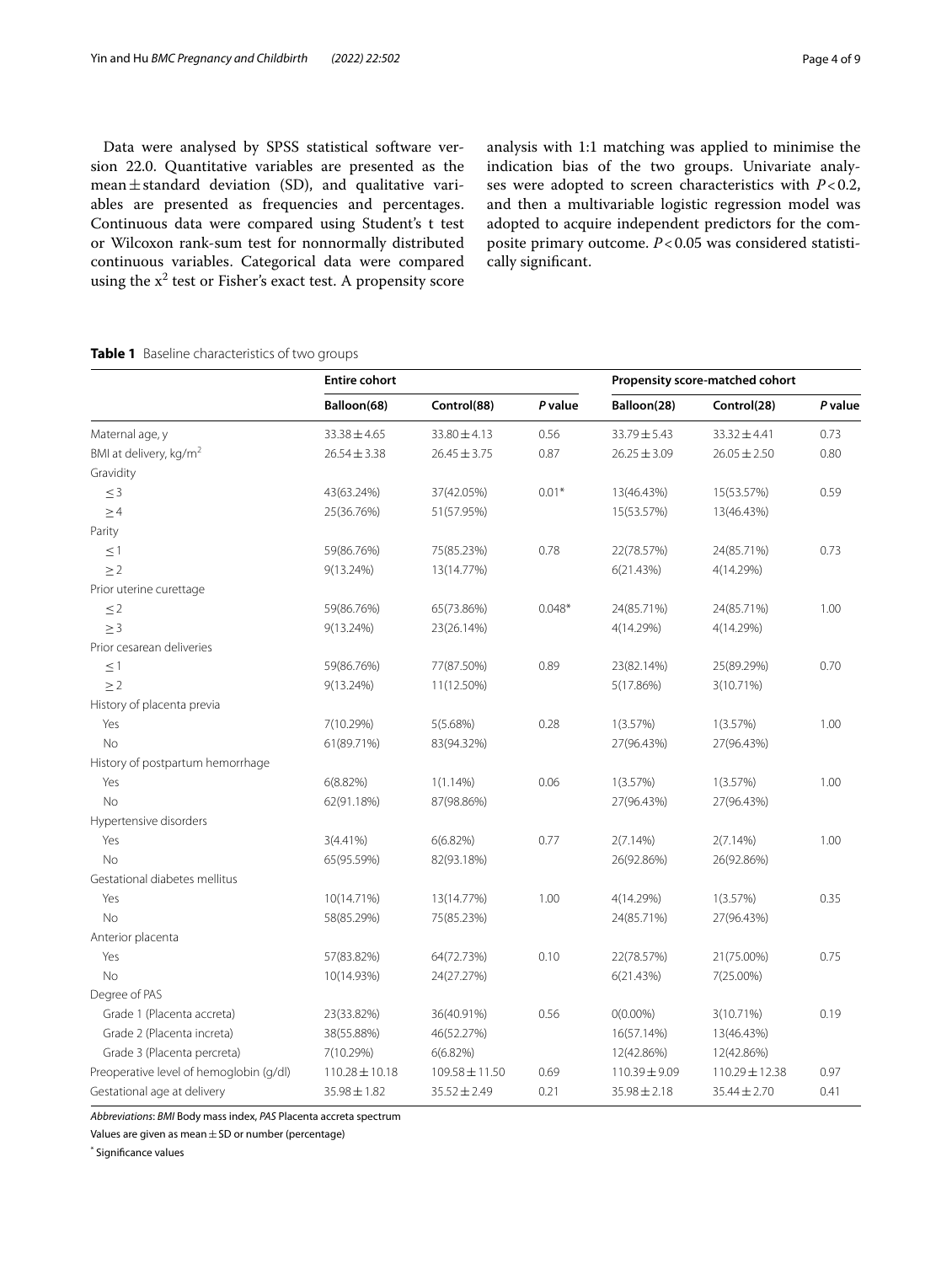Data were analysed by SPSS statistical software version 22.0. Quantitative variables are presented as the mean ± standard deviation (SD), and qualitative variables are presented as frequencies and percentages. Continuous data were compared using Student's t test or Wilcoxon rank-sum test for nonnormally distributed continuous variables. Categorical data were compared using the $x^2$ test or Fisher's exact test. A propensity score analysis with 1:1 matching was applied to minimise the indication bias of the two groups. Univariate analyses were adopted to screen characteristics with $P<0.2$, and then a multivariable logistic regression model was adopted to acquire independent predictors for the composite primary outcome. $P<0.05$ was considered statistically significant.

**Table 1** Baseline characteristics of two groups

| | **Entire cohort** | | | **Propensity score-matched cohort** | | |
|---|---|---|---|---|---|---|
| | **Balloon(68)** | **Control(88)** | ***P* value** | **Balloon(28)** | **Control(28)** | ***P* value** |
| Maternal age, y | 33.38 ± 4.65 | 33.80 ± 4.13 | 0.56 | 33.79 ± 5.43 | 33.32 ± 4.41 | 0.73 |
| BMI at delivery, kg/m$^2$ | 26.54 ± 3.38 | 26.45 ± 3.75 | 0.87 | 26.25 ± 3.09 | 26.05 ± 2.50 | 0.80 |
| Gravidity | | | | | | |
| ≤ 3 | 43(63.24%) | 37(42.05%) | 0.01* | 13(46.43%) | 15(53.57%) | 0.59 |
| ≥ 4 | 25(36.76%) | 51(57.95%) | | 15(53.57%) | 13(46.43%) | |
| Parity | | | | | | |
| ≤ 1 | 59(86.76%) | 75(85.23%) | 0.78 | 22(78.57%) | 24(85.71%) | 0.73 |
| ≥ 2 | 9(13.24%) | 13(14.77%) | | 6(21.43%) | 4(14.29%) | |
| Prior uterine curettage | | | | | | |
| ≤ 2 | 59(86.76%) | 65(73.86%) | 0.048* | 24(85.71%) | 24(85.71%) | 1.00 |
| ≥ 3 | 9(13.24%) | 23(26.14%) | | 4(14.29%) | 4(14.29%) | |
| Prior cesarean deliveries | | | | | | |
| ≤ 1 | 59(86.76%) | 77(87.50%) | 0.89 | 23(82.14%) | 25(89.29%) | 0.70 |
| ≥ 2 | 9(13.24%) | 11(12.50%) | | 5(17.86%) | 3(10.71%) | |
| History of placenta previa | | | | | | |
| Yes | 7(10.29%) | 5(5.68%) | 0.28 | 1(3.57%) | 1(3.57%) | 1.00 |
| No | 61(89.71%) | 83(94.32%) | | 27(96.43%) | 27(96.43%) | |
| History of postpartum hemorrhage | | | | | | |
| Yes | 6(8.82%) | 1(1.14%) | 0.06 | 1(3.57%) | 1(3.57%) | 1.00 |
| No | 62(91.18%) | 87(98.86%) | | 27(96.43%) | 27(96.43%) | |
| Hypertensive disorders | | | | | | |
| Yes | 3(4.41%) | 6(6.82%) | 0.77 | 2(7.14%) | 2(7.14%) | 1.00 |
| No | 65(95.59%) | 82(93.18%) | | 26(92.86%) | 26(92.86%) | |
| Gestational diabetes mellitus | | | | | | |
| Yes | 10(14.71%) | 13(14.77%) | 1.00 | 4(14.29%) | 1(3.57%) | 0.35 |
| No | 58(85.29%) | 75(85.23%) | | 24(85.71%) | 27(96.43%) | |
| Anterior placenta | | | | | | |
| Yes | 57(83.82%) | 64(72.73%) | 0.10 | 22(78.57%) | 21(75.00%) | 0.75 |
| No | 10(14.93%) | 24(27.27%) | | 6(21.43%) | 7(25.00%) | |
| Degree of PAS | | | | | | |
| Grade 1 (Placenta accreta) | 23(33.82%) | 36(40.91%) | 0.56 | 0(0.00%) | 3(10.71%) | 0.19 |
| Grade 2 (Placenta increta) | 38(55.88%) | 46(52.27%) | | 16(57.14%) | 13(46.43%) | |
| Grade 3 (Placenta percreta) | 7(10.29%) | 6(6.82%) | | 12(42.86%) | 12(42.86%) | |
| Preoperative level of hemoglobin (g/dl) | 110.28 ± 10.18 | 109.58 ± 11.50 | 0.69 | 110.39 ± 9.09 | 110.29 ± 12.38 | 0.97 |
| Gestational age at delivery | 35.98 ± 1.82 | 35.52 ± 2.49 | 0.21 | 35.98 ± 2.18 | 35.44 ± 2.70 | 0.41 |

*Abbreviations*: *BMI* Body mass index, *PAS* Placenta accreta spectrum

Values are given as mean ± SD or number (percentage)

[*] Significance values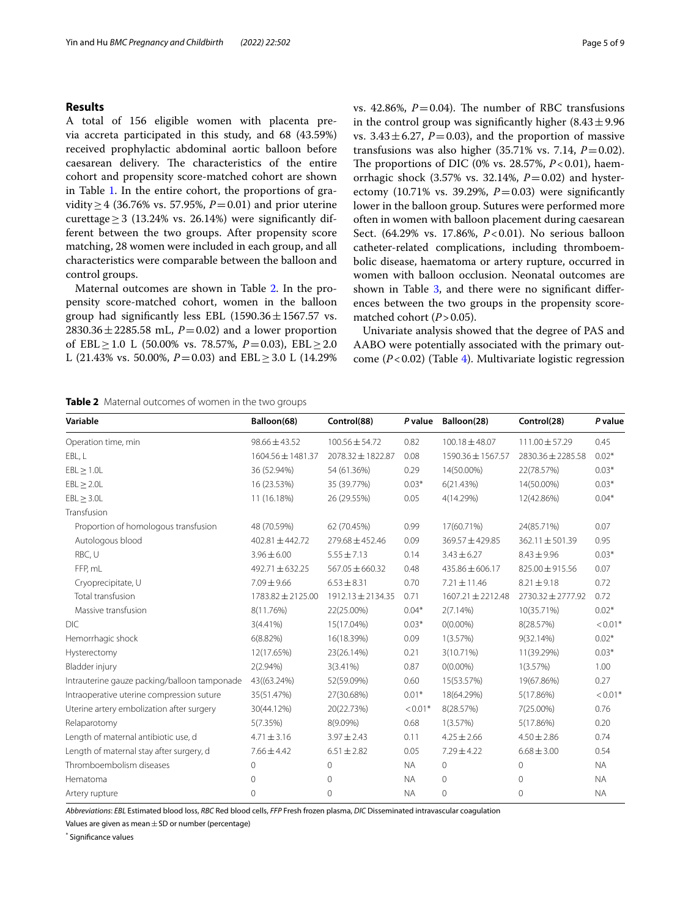## Results

A total of 156 eligible women with placenta previa accreta participated in this study, and 68 (43.59%) received prophylactic abdominal aortic balloon before caesarean delivery. The characteristics of the entire cohort and propensity score-matched cohort are shown in Table 1. In the entire cohort, the proportions of gravidity ≥ 4 (36.76% vs. 57.95%, $P = 0.01$) and prior uterine curettage ≥ 3 (13.24% vs. 26.14%) were significantly different between the two groups. After propensity score matching, 28 women were included in each group, and all characteristics were comparable between the balloon and control groups.

Maternal outcomes are shown in Table 2. In the propensity score-matched cohort, women in the balloon group had significantly less EBL (1590.36 ± 1567.57 vs. 2830.36 ± 2285.58 mL, $P = 0.02$) and a lower proportion of EBL ≥ 1.0 L (50.00% vs. 78.57%, $P = 0.03$), EBL ≥ 2.0 L (21.43% vs. 50.00%, $P = 0.03$) and EBL ≥ 3.0 L (14.29% vs. 42.86%, $P = 0.04$). The number of RBC transfusions in the control group was significantly higher (8.43 ± 9.96 vs. 3.43 ± 6.27, $P = 0.03$), and the proportion of massive transfusions was also higher (35.71% vs. 7.14, $P = 0.02$). The proportions of DIC (0% vs. 28.57%, $P < 0.01$), haemorrhagic shock (3.57% vs. 32.14%, $P = 0.02$) and hysterectomy (10.71% vs. 39.29%, $P = 0.03$) were significantly lower in the balloon group. Sutures were performed more often in women with balloon placement during caesarean Sect. (64.29% vs. 17.86%, $P < 0.01$). No serious balloon catheter-related complications, including thromboembolic disease, haematoma or artery rupture, occurred in women with balloon occlusion. Neonatal outcomes are shown in Table 3, and there were no significant differences between the two groups in the propensity score-matched cohort ($P > 0.05$).

Univariate analysis showed that the degree of PAS and AABO were potentially associated with the primary outcome ($P < 0.02$) (Table 4). Multivariate logistic regression

**Table 2** Maternal outcomes of women in the two groups

| Variable | Balloon(68) | Control(88) | P value | Balloon(28) | Control(28) | P value |
|---|---|---|---|---|---|---|
| Operation time, min | 98.66 ± 43.52 | 100.56 ± 54.72 | 0.82 | 100.18 ± 48.07 | 111.00 ± 57.29 | 0.45 |
| EBL, L | 1604.56 ± 1481.37 | 2078.32 ± 1822.87 | 0.08 | 1590.36 ± 1567.57 | 2830.36 ± 2285.58 | 0.02* |
| EBL ≥ 1.0L | 36 (52.94%) | 54 (61.36%) | 0.29 | 14(50.00%) | 22(78.57%) | 0.03* |
| EBL ≥ 2.0L | 16 (23.53%) | 35 (39.77%) | 0.03* | 6(21.43%) | 14(50.00%) | 0.03* |
| EBL ≥ 3.0L | 11 (16.18%) | 26 (29.55%) | 0.05 | 4(14.29%) | 12(42.86%) | 0.04* |
| Transfusion | | | | | | |
| Proportion of homologous transfusion | 48 (70.59%) | 62 (70.45%) | 0.99 | 17(60.71%) | 24(85.71%) | 0.07 |
| Autologous blood | 402.81 ± 442.72 | 279.68 ± 452.46 | 0.09 | 369.57 ± 429.85 | 362.11 ± 501.39 | 0.95 |
| RBC, U | 3.96 ± 6.00 | 5.55 ± 7.13 | 0.14 | 3.43 ± 6.27 | 8.43 ± 9.96 | 0.03* |
| FFP, mL | 492.71 ± 632.25 | 567.05 ± 660.32 | 0.48 | 435.86 ± 606.17 | 825.00 ± 915.56 | 0.07 |
| Cryoprecipitate, U | 7.09 ± 9.66 | 6.53 ± 8.31 | 0.70 | 7.21 ± 11.46 | 8.21 ± 9.18 | 0.72 |
| Total transfusion | 1783.82 ± 2125.00 | 1912.13 ± 2134.35 | 0.71 | 1607.21 ± 2212.48 | 2730.32 ± 2777.92 | 0.72 |
| Massive transfusion | 8(11.76%) | 22(25.00%) | 0.04* | 2(7.14%) | 10(35.71%) | 0.02* |
| DIC | 3(4.41%) | 15(17.04%) | 0.03* | 0(0.00%) | 8(28.57%) | < 0.01* |
| Hemorrhagic shock | 6(8.82%) | 16(18.39%) | 0.09 | 1(3.57%) | 9(32.14%) | 0.02* |
| Hysterectomy | 12(17.65%) | 23(26.14%) | 0.21 | 3(10.71%) | 11(39.29%) | 0.03* |
| Bladder injury | 2(2.94%) | 3(3.41%) | 0.87 | 0(0.00%) | 1(3.57%) | 1.00 |
| Intrauterine gauze packing/balloon tamponade | 43((63.24%) | 52(59.09%) | 0.60 | 15(53.57%) | 19(67.86%) | 0.27 |
| Intraoperative uterine compression suture | 35(51.47%) | 27(30.68%) | 0.01* | 18(64.29%) | 5(17.86%) | < 0.01* |
| Uterine artery embolization after surgery | 30(44.12%) | 20(22.73%) | < 0.01* | 8(28.57%) | 7(25.00%) | 0.76 |
| Relaparotomy | 5(7.35%) | 8(9.09%) | 0.68 | 1(3.57%) | 5(17.86%) | 0.20 |
| Length of maternal antibiotic use, d | 4.71 ± 3.16 | 3.97 ± 2.43 | 0.11 | 4.25 ± 2.66 | 4.50 ± 2.86 | 0.74 |
| Length of maternal stay after surgery, d | 7.66 ± 4.42 | 6.51 ± 2.82 | 0.05 | 7.29 ± 4.22 | 6.68 ± 3.00 | 0.54 |
| Thromboembolism diseases | 0 | 0 | NA | 0 | 0 | NA |
| Hematoma | 0 | 0 | NA | 0 | 0 | NA |
| Artery rupture | 0 | 0 | NA | 0 | 0 | NA |

*Abbreviations*: *EBL* Estimated blood loss, *RBC* Red blood cells, *FFP* Fresh frozen plasma, *DIC* Disseminated intravascular coagulation

Values are given as mean ± SD or number (percentage)

* Significance values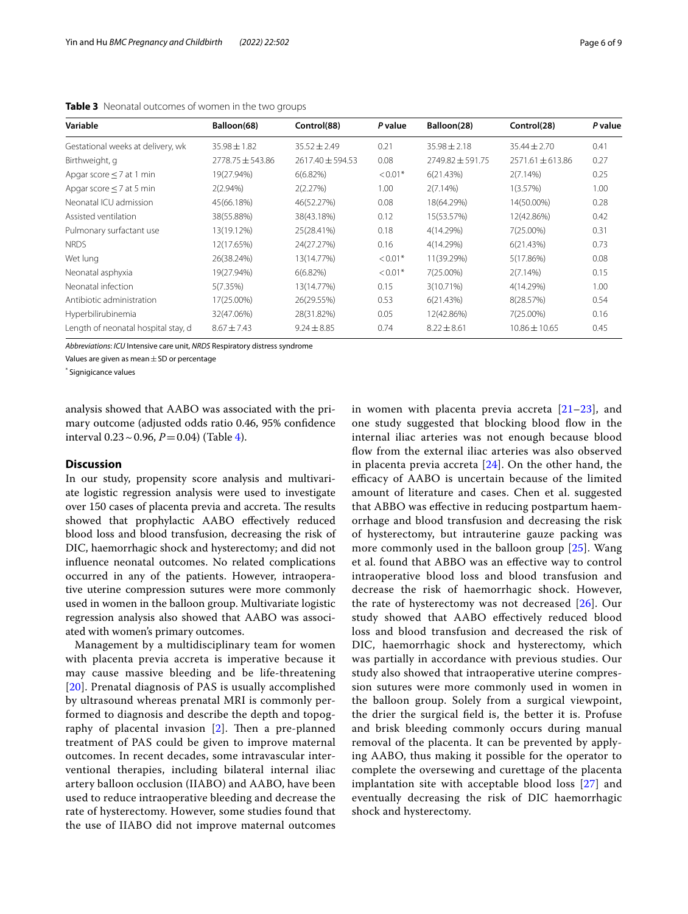**Table 3** Neonatal outcomes of women in the two groups

| Variable | Balloon(68) | Control(88) | *P* value | Balloon(28) | Control(28) | *P* value |
|---|---|---|---|---|---|---|
| Gestational weeks at delivery, wk | 35.98 ± 1.82 | 35.52 ± 2.49 | 0.21 | 35.98 ± 2.18 | 35.44 ± 2.70 | 0.41 |
| Birthweight, g | 2778.75 ± 543.86 | 2617.40 ± 594.53 | 0.08 | 2749.82 ± 591.75 | 2571.61 ± 613.86 | 0.27 |
| Apgar score ≤ 7 at 1 min | 19(27.94%) | 6(6.82%) | < 0.01* | 6(21.43%) | 2(7.14%) | 0.25 |
| Apgar score ≤ 7 at 5 min | 2(2.94%) | 2(2.27%) | 1.00 | 2(7.14%) | 1(3.57%) | 1.00 |
| Neonatal ICU admission | 45(66.18%) | 46(52.27%) | 0.08 | 18(64.29%) | 14(50.00%) | 0.28 |
| Assisted ventilation | 38(55.88%) | 38(43.18%) | 0.12 | 15(53.57%) | 12(42.86%) | 0.42 |
| Pulmonary surfactant use | 13(19.12%) | 25(28.41%) | 0.18 | 4(14.29%) | 7(25.00%) | 0.31 |
| NRDS | 12(17.65%) | 24(27.27%) | 0.16 | 4(14.29%) | 6(21.43%) | 0.73 |
| Wet lung | 26(38.24%) | 13(14.77%) | < 0.01* | 11(39.29%) | 5(17.86%) | 0.08 |
| Neonatal asphyxia | 19(27.94%) | 6(6.82%) | < 0.01* | 7(25.00%) | 2(7.14%) | 0.15 |
| Neonatal infection | 5(7.35%) | 13(14.77%) | 0.15 | 3(10.71%) | 4(14.29%) | 1.00 |
| Antibiotic administration | 17(25.00%) | 26(29.55%) | 0.53 | 6(21.43%) | 8(28.57%) | 0.54 |
| Hyperbilirubinemia | 32(47.06%) | 28(31.82%) | 0.05 | 12(42.86%) | 7(25.00%) | 0.16 |
| Length of neonatal hospital stay, d | 8.67 ± 7.43 | 9.24 ± 8.85 | 0.74 | 8.22 ± 8.61 | 10.86 ± 10.65 | 0.45 |

*Abbreviations*: *ICU* Intensive care unit, *NRDS* Respiratory distress syndrome

Values are given as mean ± SD or percentage

* Signigicance values

analysis showed that AABO was associated with the primary outcome (adjusted odds ratio 0.46, 95% confidence interval 0.23 ~ 0.96, $P = 0.04$) (Table 4).

## Discussion

In our study, propensity score analysis and multivariate logistic regression analysis were used to investigate over 150 cases of placenta previa and accreta. The results showed that prophylactic AABO effectively reduced blood loss and blood transfusion, decreasing the risk of DIC, haemorrhagic shock and hysterectomy; and did not influence neonatal outcomes. No related complications occurred in any of the patients. However, intraoperative uterine compression sutures were more commonly used in women in the balloon group. Multivariate logistic regression analysis also showed that AABO was associated with women's primary outcomes.

Management by a multidisciplinary team for women with placenta previa accreta is imperative because it may cause massive bleeding and be life-threatening [20]. Prenatal diagnosis of PAS is usually accomplished by ultrasound whereas prenatal MRI is commonly performed to diagnosis and describe the depth and topography of placental invasion [2]. Then a pre-planned treatment of PAS could be given to improve maternal outcomes. In recent decades, some intravascular interventional therapies, including bilateral internal iliac artery balloon occlusion (IIABO) and AABO, have been used to reduce intraoperative bleeding and decrease the rate of hysterectomy. However, some studies found that the use of IIABO did not improve maternal outcomes in women with placenta previa accreta [21–23], and one study suggested that blocking blood flow in the internal iliac arteries was not enough because blood flow from the external iliac arteries was also observed in placenta previa accreta [24]. On the other hand, the efficacy of AABO is uncertain because of the limited amount of literature and cases. Chen et al. suggested that ABBO was effective in reducing postpartum haemorrhage and blood transfusion and decreasing the risk of hysterectomy, but intrauterine gauze packing was more commonly used in the balloon group [25]. Wang et al. found that ABBO was an effective way to control intraoperative blood loss and blood transfusion and decrease the risk of haemorrhagic shock. However, the rate of hysterectomy was not decreased [26]. Our study showed that AABO effectively reduced blood loss and blood transfusion and decreased the risk of DIC, haemorrhagic shock and hysterectomy, which was partially in accordance with previous studies. Our study also showed that intraoperative uterine compression sutures were more commonly used in women in the balloon group. Solely from a surgical viewpoint, the drier the surgical field is, the better it is. Profuse and brisk bleeding commonly occurs during manual removal of the placenta. It can be prevented by applying AABO, thus making it possible for the operator to complete the oversewing and curettage of the placenta implantation site with acceptable blood loss [27] and eventually decreasing the risk of DIC haemorrhagic shock and hysterectomy.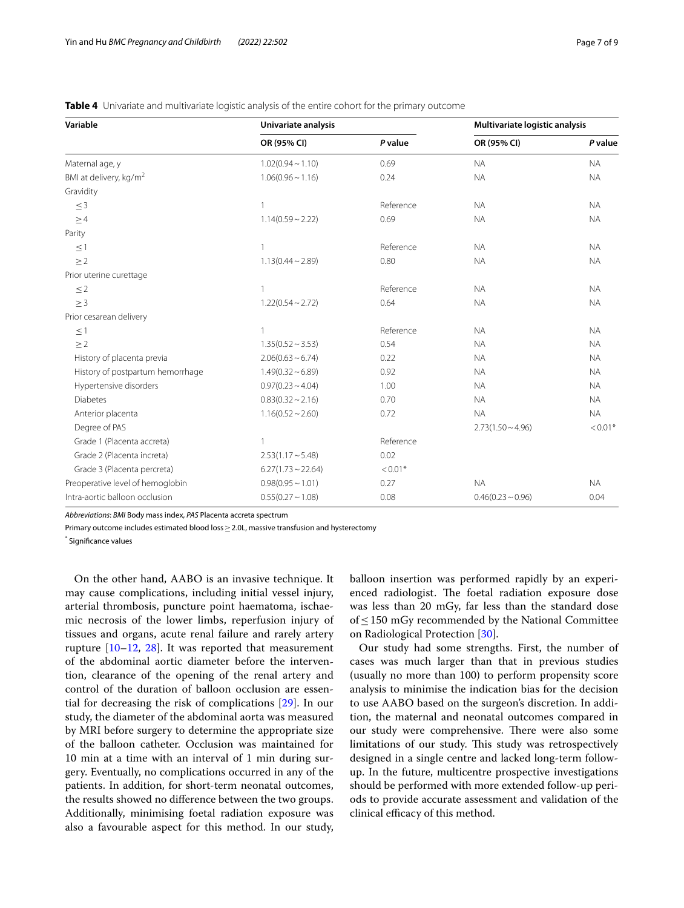**Table 4** Univariate and multivariate logistic analysis of the entire cohort for the primary outcome

| Variable | Univariate analysis | | Multivariate logistic analysis | |
|---|---|---|---|---|
| | OR (95% CI) | *P* value | OR (95% CI) | *P* value |
| Maternal age, y | 1.02(0.94 ~ 1.10) | 0.69 | NA | NA |
| BMI at delivery, kg/m$^2$ | 1.06(0.96 ~ 1.16) | 0.24 | NA | NA |
| Gravidity | | | | |
| ≤ 3 | 1 | Reference | NA | NA |
| ≥ 4 | 1.14(0.59 ~ 2.22) | 0.69 | NA | NA |
| Parity | | | | |
| ≤ 1 | 1 | Reference | NA | NA |
| ≥ 2 | 1.13(0.44 ~ 2.89) | 0.80 | NA | NA |
| Prior uterine curettage | | | | |
| ≤ 2 | 1 | Reference | NA | NA |
| ≥ 3 | 1.22(0.54 ~ 2.72) | 0.64 | NA | NA |
| Prior cesarean delivery | | | | |
| ≤ 1 | 1 | Reference | NA | NA |
| ≥ 2 | 1.35(0.52 ~ 3.53) | 0.54 | NA | NA |
| History of placenta previa | 2.06(0.63 ~ 6.74) | 0.22 | NA | NA |
| History of postpartum hemorrhage | 1.49(0.32 ~ 6.89) | 0.92 | NA | NA |
| Hypertensive disorders | 0.97(0.23 ~ 4.04) | 1.00 | NA | NA |
| Diabetes | 0.83(0.32 ~ 2.16) | 0.70 | NA | NA |
| Anterior placenta | 1.16(0.52 ~ 2.60) | 0.72 | NA | NA |
| Degree of PAS | | | 2.73(1.50 ~ 4.96) | < 0.01* |
| Grade 1 (Placenta accreta) | 1 | Reference | | |
| Grade 2 (Placenta increta) | 2.53(1.17 ~ 5.48) | 0.02 | | |
| Grade 3 (Placenta percreta) | 6.27(1.73 ~ 22.64) | < 0.01* | | |
| Preoperative level of hemoglobin | 0.98(0.95 ~ 1.01) | 0.27 | NA | NA |
| Intra-aortic balloon occlusion | 0.55(0.27 ~ 1.08) | 0.08 | 0.46(0.23 ~ 0.96) | 0.04 |

*Abbreviations*: *BMI* Body mass index, *PAS* Placenta accreta spectrum

Primary outcome includes estimated blood loss ≥ 2.0L, massive transfusion and hysterectomy

* Significance values

On the other hand, AABO is an invasive technique. It may cause complications, including initial vessel injury, arterial thrombosis, puncture point haematoma, ischaemic necrosis of the lower limbs, reperfusion injury of tissues and organs, acute renal failure and rarely artery rupture [10–12, 28]. It was reported that measurement of the abdominal aortic diameter before the intervention, clearance of the opening of the renal artery and control of the duration of balloon occlusion are essential for decreasing the risk of complications [29]. In our study, the diameter of the abdominal aorta was measured by MRI before surgery to determine the appropriate size of the balloon catheter. Occlusion was maintained for 10 min at a time with an interval of 1 min during surgery. Eventually, no complications occurred in any of the patients. In addition, for short-term neonatal outcomes, the results showed no difference between the two groups. Additionally, minimising foetal radiation exposure was also a favourable aspect for this method. In our study, balloon insertion was performed rapidly by an experienced radiologist. The foetal radiation exposure dose was less than 20 mGy, far less than the standard dose of ≤ 150 mGy recommended by the National Committee on Radiological Protection [30].

Our study had some strengths. First, the number of cases was much larger than that in previous studies (usually no more than 100) to perform propensity score analysis to minimise the indication bias for the decision to use AABO based on the surgeon's discretion. In addition, the maternal and neonatal outcomes compared in our study were comprehensive. There were also some limitations of our study. This study was retrospectively designed in a single centre and lacked long-term follow-up. In the future, multicentre prospective investigations should be performed with more extended follow-up periods to provide accurate assessment and validation of the clinical efficacy of this method.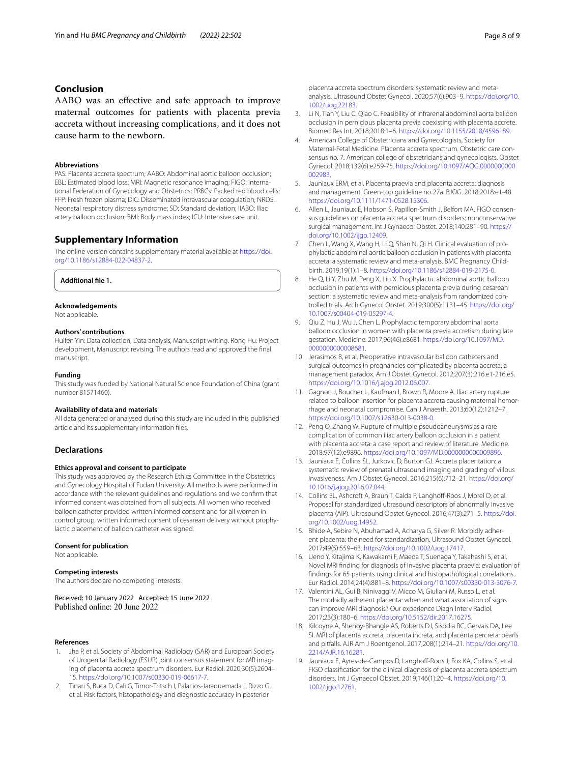## Conclusion

AABO was an effective and safe approach to improve maternal outcomes for patients with placenta previa accreta without increasing complications, and it does not cause harm to the newborn.

#### Abbreviations

PAS: Placenta accreta spectrum; AABO: Abdominal aortic balloon occlusion; EBL: Estimated blood loss; MRI: Magnetic resonance imaging; FIGO: International Federation of Gynecology and Obstetrics; PRBCs: Packed red blood cells; FFP: Fresh frozen plasma; DIC: Disseminated intravascular coagulation; NRDS: Neonatal respiratory distress syndrome; SD: Standard deviation; IIABO: Iliac artery balloon occlusion; BMI: Body mass index; ICU: Intensive care unit.

## Supplementary Information

The online version contains supplementary material available at https://doi.org/10.1186/s12884-022-04837-2.

**Additional file 1.**

#### Acknowledgements

Not applicable.

#### Authors' contributions

Huifen Yin: Data collection, Data analysis, Manuscript writing. Rong Hu: Project development, Manuscript revising. The authors read and approved the final manuscript.

#### Funding

This study was funded by National Natural Science Foundation of China (grant number 81571460).

#### Availability of data and materials

All data generated or analysed during this study are included in this published article and its supplementary information files.

### Declarations

#### Ethics approval and consent to participate

This study was approved by the Research Ethics Committee in the Obstetrics and Gynecology Hospital of Fudan University. All methods were performed in accordance with the relevant guidelines and regulations and we confirm that informed consent was obtained from all subjects. All women who received balloon catheter provided written informed consent and for all women in control group, written informed consent of cesarean delivery without prophylactic placement of balloon catheter was signed.

#### Consent for publication

Not applicable.

#### Competing interests

The authors declare no competing interests.

Received: 10 January 2022 Accepted: 15 June 2022
Published online: 20 June 2022

#### References

1. Jha P, et al. Society of Abdominal Radiology (SAR) and European Society of Urogenital Radiology (ESUR) joint consensus statement for MR imaging of placenta accreta spectrum disorders. Eur Radiol. 2020;30(5):2604–15. https://doi.org/10.1007/s00330-019-06617-7.
2. Tinari S, Buca D, Cali G, Timor-Tritsch I, Palacios-Jaraquemada J, Rizzo G, et al. Risk factors, histopathology and diagnostic accuracy in posterior placenta accreta spectrum disorders: systematic review and meta-analysis. Ultrasound Obstet Gynecol. 2020;57(6):903–9. https://doi.org/10.1002/uog.22183.
3. Li N, Tian Y, Liu C, Qiao C. Feasibility of infrarenal abdominal aorta balloon occlusion in pernicious placenta previa coexisting with placenta accrete. Biomed Res Int. 2018;2018:1–6. https://doi.org/10.1155/2018/4596189.
4. American College of Obstetricians and Gynecologists, Society for Maternal-Fetal Medicine. Placenta accreta spectrum. Obstetric care consensus no. 7. American college of obstetricians and gynecologists. Obstet Gynecol. 2018;132(6):e259-75. https://doi.org/10.1097/AOG.0000000000002983.
5. Jauniaux ERM, et al. Placenta praevia and placenta accreta: diagnosis and management. Green-top guideline no 27a. BJOG. 2018;2018:e1-48. https://doi.org/10.1111/1471-0528.15306.
6. Allen L, Jauniaux E, Hobson S, Papillon-Smith J, Belfort MA. FIGO consensus guidelines on placenta accreta spectrum disorders: nonconservative surgical management. Int J Gynaecol Obstet. 2018;140:281–90. https://doi.org/10.1002/ijgo.12409.
7. Chen L, Wang X, Wang H, Li Q, Shan N, Qi H. Clinical evaluation of prophylactic abdominal aortic balloon occlusion in patients with placenta accreta: a systematic review and meta-analysis. BMC Pregnancy Childbirth. 2019;19(1):1–8. https://doi.org/10.1186/s12884-019-2175-0.
8. He Q, Li Y, Zhu M, Peng X, Liu X. Prophylactic abdominal aortic balloon occlusion in patients with pernicious placenta previa during cesarean section: a systematic review and meta-analysis from randomized controlled trials. Arch Gynecol Obstet. 2019;300(5):1131–45. https://doi.org/10.1007/s00404-019-05297-4.
9. Qiu Z, Hu J, Wu J, Chen L. Prophylactic temporary abdominal aorta balloon occlusion in women with placenta previa accretism during late gestation. Medicine. 2017;96(46):e8681. https://doi.org/10.1097/MD.0000000000008681.
10. Jerasimos B, et al. Preoperative intravascular balloon catheters and surgical outcomes in pregnancies complicated by placenta accreta: a management paradox. Am J Obstet Gynecol. 2012;207(3):216.e1-216.e5. https://doi.org/10.1016/j.ajog.2012.06.007.
11. Gagnon J, Boucher L, Kaufman I, Brown R, Moore A. Iliac artery rupture related to balloon insertion for placenta accreta causing maternal hemorrhage and neonatal compromise. Can J Anaesth. 2013;60(12):1212–7. https://doi.org/10.1007/s12630-013-0038-0.
12. Peng Q, Zhang W. Rupture of multiple pseudoaneurysms as a rare complication of common iliac artery balloon occlusion in a patient with placenta accreta: a case report and review of literature. Medicine. 2018;97(12):e9896. https://doi.org/10.1097/MD.0000000000009896.
13. Jauniaux E, Collins SL, Jurkovic D, Burton GJ. Accreta placentation: a systematic review of prenatal ultrasound imaging and grading of villous invasiveness. Am J Obstet Gynecol. 2016;215(6):712–21. https://doi.org/10.1016/j.ajog.2016.07.044.
14. Collins SL, Ashcroft A, Braun T, Calda P, Langhoff-Roos J, Morel O, et al. Proposal for standardized ultrasound descriptors of abnormally invasive placenta (AIP). Ultrasound Obstet Gynecol. 2016;47(3):271–5. https://doi.org/10.1002/uog.14952.
15. Bhide A, Sebire N, Abuhamad A, Acharya G, Silver R. Morbidly adherent placenta: the need for standardization. Ultrasound Obstet Gynecol. 2017;49(5):559–63. https://doi.org/10.1002/uog.17417.
16. Ueno Y, Kitajima K, Kawakami F, Maeda T, Suenaga Y, Takahashi S, et al. Novel MRI finding for diagnosis of invasive placenta praevia: evaluation of findings for 65 patients using clinical and histopathological correlations. Eur Radiol. 2014;24(4):881–8. https://doi.org/10.1007/s00330-013-3076-7.
17. Valentini AL, Gui B, Ninivaggi V, Micco M, Giuliani M, Russo L, et al. The morbidly adherent placenta: when and what association of signs can improve MRI diagnosis? Our experience Diagn Interv Radiol. 2017;23(3):180–6. https://doi.org/10.5152/dir.2017.16275.
18. Kilcoyne A, Shenoy-Bhangle AS, Roberts DJ, Sisodia RC, Gervais DA, Lee SI. MRI of placenta accreta, placenta increta, and placenta percreta: pearls and pitfalls. AJR Am J Roentgenol. 2017;208(1):214–21. https://doi.org/10.2214/AJR.16.16281.
19. Jauniaux E, Ayres-de-Campos D, Langhoff-Roos J, Fox KA, Collins S, et al. FIGO classification for the clinical diagnosis of placenta accreta spectrum disorders. Int J Gynaecol Obstet. 2019;146(1):20–4. https://doi.org/10.1002/ijgo.12761.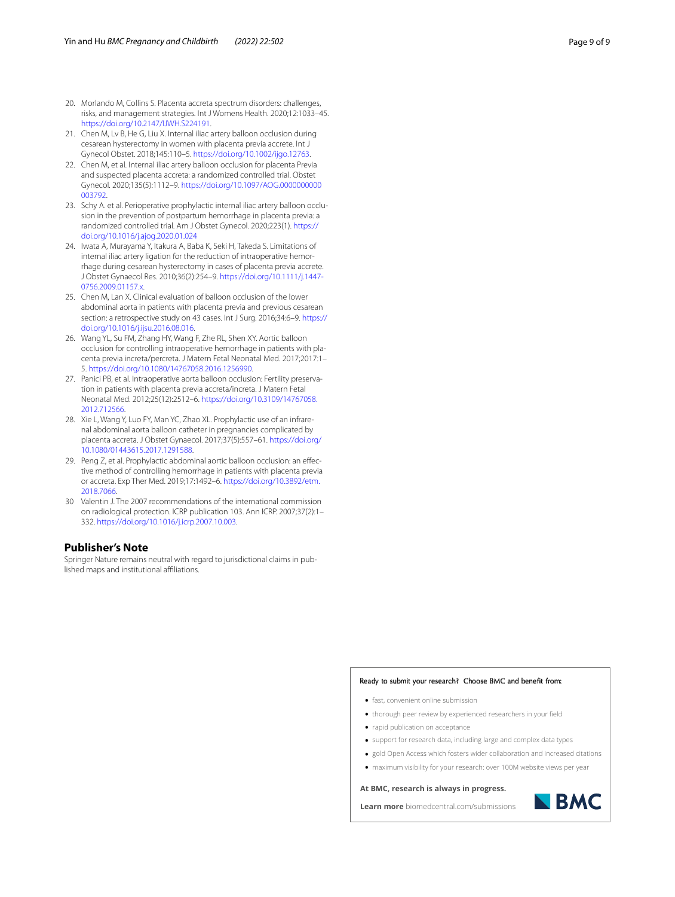20. Morlando M, Collins S. Placenta accreta spectrum disorders: challenges, risks, and management strategies. Int J Womens Health. 2020;12:1033–45. https://doi.org/10.2147/IJWH.S224191.
21. Chen M, Lv B, He G, Liu X. Internal iliac artery balloon occlusion during cesarean hysterectomy in women with placenta previa accrete. Int J Gynecol Obstet. 2018;145:110–5. https://doi.org/10.1002/ijgo.12763.
22. Chen M, et al. Internal iliac artery balloon occlusion for placenta Previa and suspected placenta accreta: a randomized controlled trial. Obstet Gynecol. 2020;135(5):1112–9. https://doi.org/10.1097/AOG.0000000000003792.
23. Schy A. et al. Perioperative prophylactic internal iliac artery balloon occlusion in the prevention of postpartum hemorrhage in placenta previa: a randomized controlled trial. Am J Obstet Gynecol. 2020;223(1). https://doi.org/10.1016/j.ajog.2020.01.024
24. Iwata A, Murayama Y, Itakura A, Baba K, Seki H, Takeda S. Limitations of internal iliac artery ligation for the reduction of intraoperative hemorrhage during cesarean hysterectomy in cases of placenta previa accrete. J Obstet Gynaecol Res. 2010;36(2):254–9. https://doi.org/10.1111/j.1447-0756.2009.01157.x.
25. Chen M, Lan X. Clinical evaluation of balloon occlusion of the lower abdominal aorta in patients with placenta previa and previous cesarean section: a retrospective study on 43 cases. Int J Surg. 2016;34:6–9. https://doi.org/10.1016/j.ijsu.2016.08.016.
26. Wang YL, Su FM, Zhang HY, Wang F, Zhe RL, Shen XY. Aortic balloon occlusion for controlling intraoperative hemorrhage in patients with placenta previa increta/percreta. J Matern Fetal Neonatal Med. 2017;2017:1–5. https://doi.org/10.1080/14767058.2016.1256990.
27. Panici PB, et al. Intraoperative aorta balloon occlusion: Fertility preservation in patients with placenta previa accreta/increta. J Matern Fetal Neonatal Med. 2012;25(12):2512–6. https://doi.org/10.3109/14767058.2012.712566.
28. Xie L, Wang Y, Luo FY, Man YC, Zhao XL. Prophylactic use of an infrarenal abdominal aorta balloon catheter in pregnancies complicated by placenta accreta. J Obstet Gynaecol. 2017;37(5):557–61. https://doi.org/10.1080/01443615.2017.1291588.
29. Peng Z, et al. Prophylactic abdominal aortic balloon occlusion: an effective method of controlling hemorrhage in patients with placenta previa or accreta. Exp Ther Med. 2019;17:1492–6. https://doi.org/10.3892/etm.2018.7066.
30 Valentin J. The 2007 recommendations of the international commission on radiological protection. ICRP publication 103. Ann ICRP. 2007;37(2):1–332. https://doi.org/10.1016/j.icrp.2007.10.003.

## Publisher's Note

Springer Nature remains neutral with regard to jurisdictional claims in published maps and institutional affiliations.

Ready to submit your research? Choose BMC and benefit from:

- fast, convenient online submission
- thorough peer review by experienced researchers in your field
- rapid publication on acceptance
- support for research data, including large and complex data types
- gold Open Access which fosters wider collaboration and increased citations
- maximum visibility for your research: over 100M website views per year

**At BMC, research is always in progress.**

**Learn more** biomedcentral.com/submissions

BMC